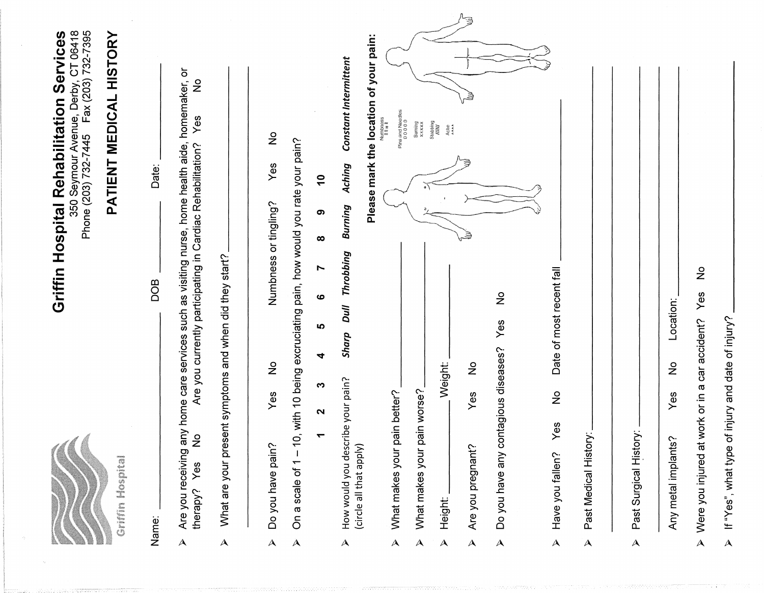Griffin Hospital

# Griffin Hospital Rehabilitation Services

350 Seymour Avenue, Derby, CT 06418
Phone (203) 732-7445 Fax (203) 732-7395

## PATIENT MEDICAL HISTORY

Name: ______________________ DOB ______________ Date: ______________

- Are you receiving any home care services such as visiting nurse, home health aide, homemaker, or therapy? Yes No Are you currently participating in Cardiac Rehabilitation? Yes No
- What are your present symptoms and when did they start? ______________________
- Do you have pain? Yes No Numbness or tingling? Yes No
- On a scale of 1 – 10, with 10 being excruciating pain, how would you rate your pain?

  **1 2 3 4 5 6 7 8 9 10**

- How would you describe your pain? (circle all that apply) ***Sharp Dull Throbbing Burning Aching Constant Intermittent***

**Please mark the location of your pain:**

Numbness = || || ||
Pins and Needles = 0 0 0 0 0
Burning = x x x x x
Stabbing = /////
Ache = ^ ^ ^ ^

- What makes your pain better? ______________________
- What makes your pain worse? ______________________
- Height: ______________ Weight: ______________
- Are you pregnant? Yes No
- Do you have any contagious diseases? Yes No
- Have you fallen? Yes No Date of most recent fall ______________
- Past Medical History: ______________________
- Past Surgical History: ______________________
- Any metal implants? Yes No Location: ______________
- Were you injured at work or in a car accident? Yes No
- If "Yes", what type of injury and date of injury? ______________________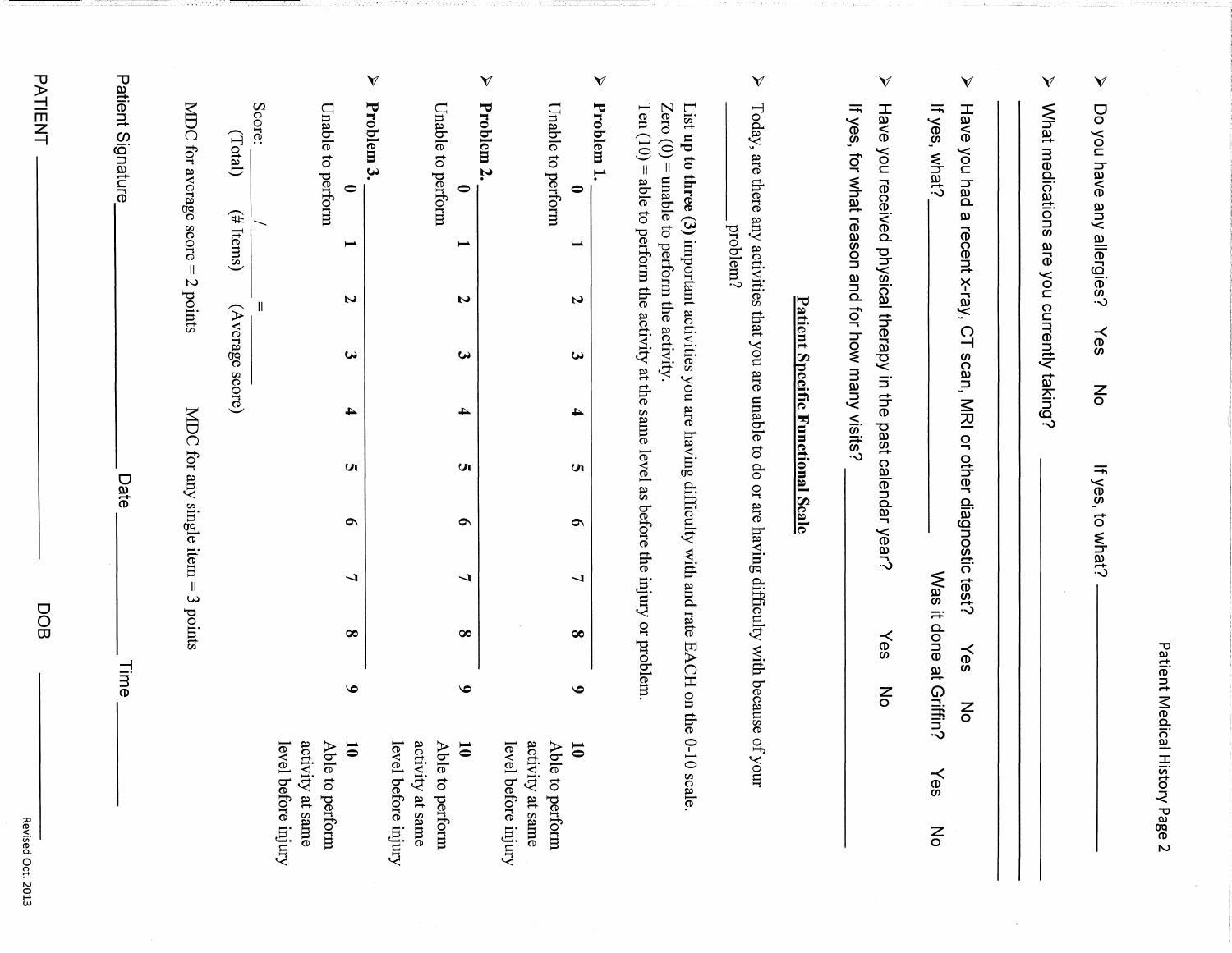Patient Medical History Page 2

- Do you have any allergies? Yes No If yes, to what? ____________

- What medications are you currently taking? ____________

____________

- Have you had a recent x-ray, CT scan, MRI or other diagnostic test? Yes No

  If yes, what? ____________ Was it done at Griffin? Yes No

- Have you received physical therapy in the past calendar year? Yes No

  If yes, for what reason and for how many visits? ____________

## Patient Specific Functional Scale

- Today, are there any activities that you are unable to do or are having difficulty with because of your ____________ problem?

List **up to three (3)** important activities you are having difficulty with and rate EACH on the 0-10 scale.
Zero (0) = unable to perform the activity.
Ten (10) = able to perform the activity at the same level as before the injury or problem.

- **Problem 1.** ____________

| **0** | **1** | **2** | **3** | **4** | **5** | **6** | **7** | **8** | **9** | **10** |
|---|---|---|---|---|---|---|---|---|---|---|
| Unable to perform | | | | | | | | | | Able to perform activity at same level before injury |

- **Problem 2.** ____________

| **0** | **1** | **2** | **3** | **4** | **5** | **6** | **7** | **8** | **9** | **10** |
|---|---|---|---|---|---|---|---|---|---|---|
| Unable to perform | | | | | | | | | | Able to perform activity at same level before injury |

- **Problem 3.** ____________

| **0** | **1** | **2** | **3** | **4** | **5** | **6** | **7** | **8** | **9** | **10** |
|---|---|---|---|---|---|---|---|---|---|---|
| Unable to perform | | | | | | | | | | Able to perform activity at same level before injury |

Score: ________ / ________ = ________
(Total) (# Items) (Average score)

MDC for average score = 2 points MDC for any single item = 3 points

Patient Signature ____________ Date ________ Time ________

PATIENT ____________ DOB ____________

Revised Oct. 2013